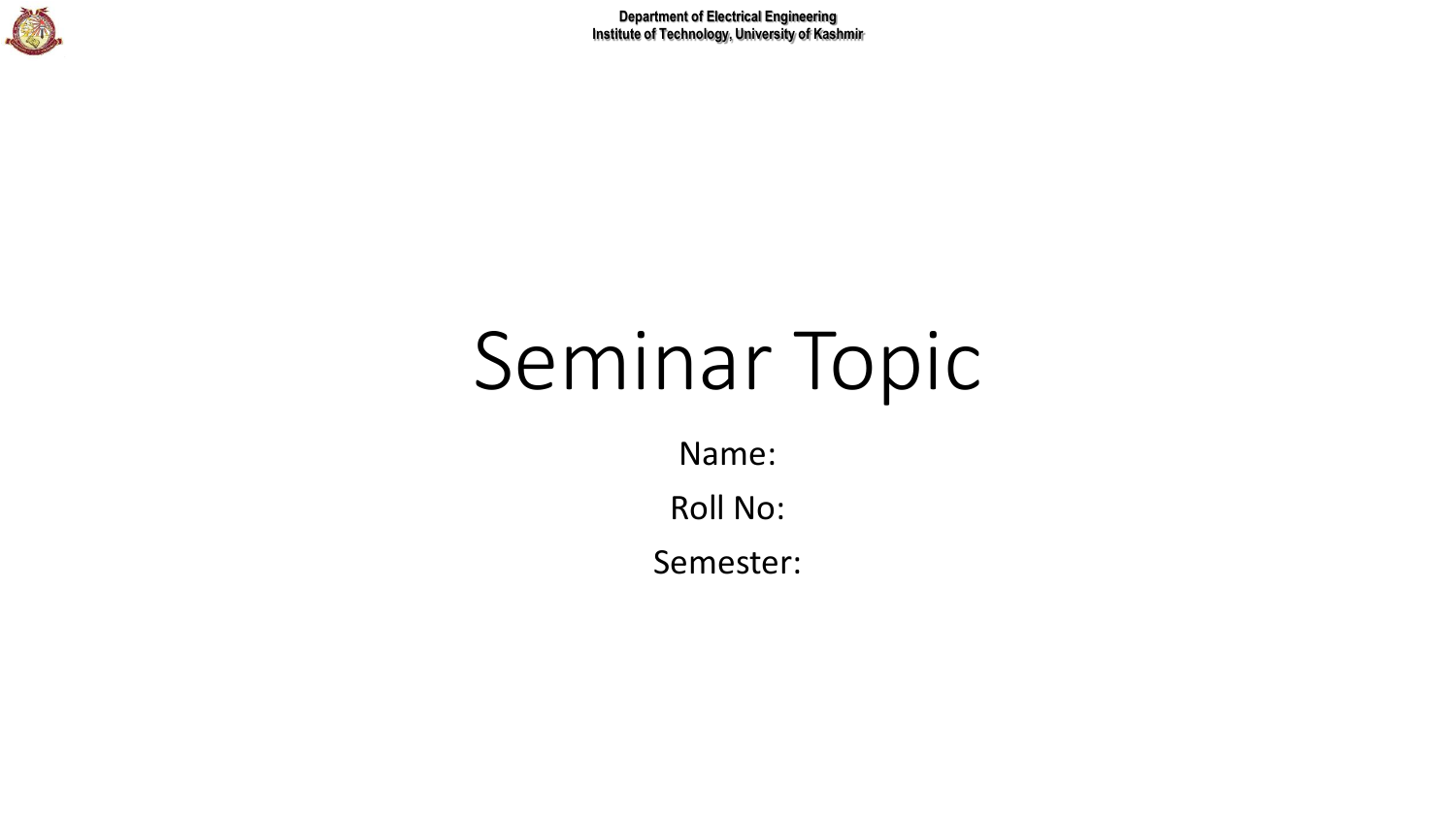Department of Electrical Engineering
Institute of Technology, University of Kashmir

# Seminar Topic

Name:

Roll No:

Semester: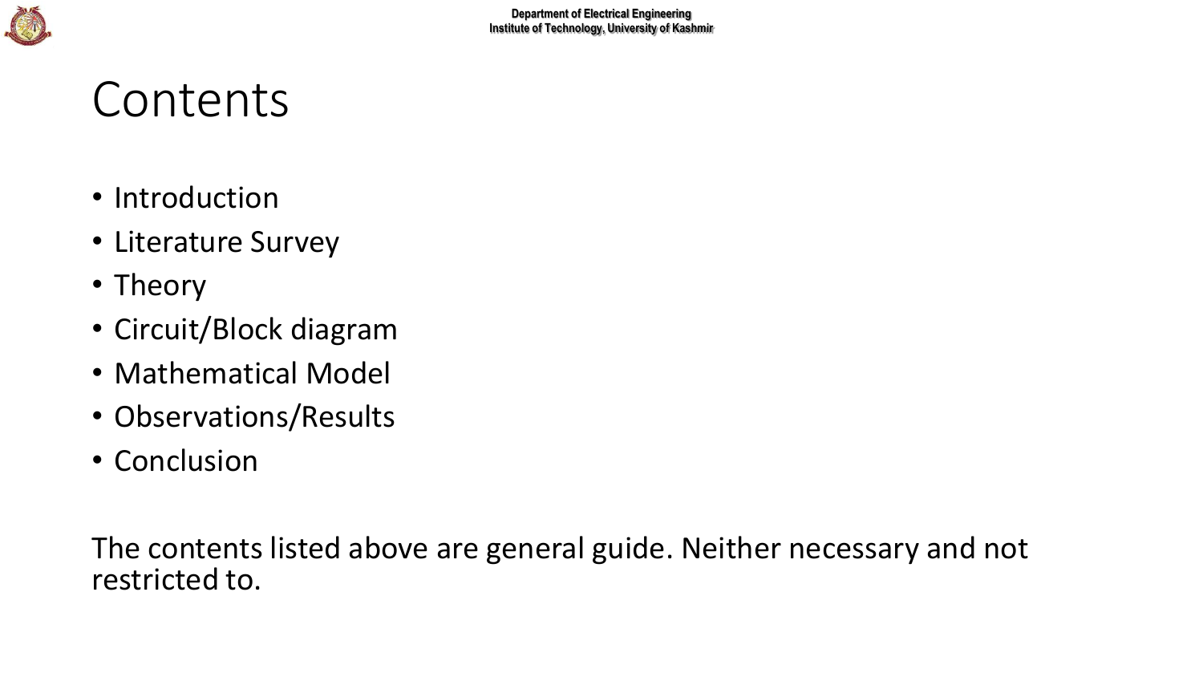# Contents

- Introduction
- Literature Survey
- Theory
- Circuit/Block diagram
- Mathematical Model
- Observations/Results
- Conclusion

The contents listed above are general guide. Neither necessary and not restricted to.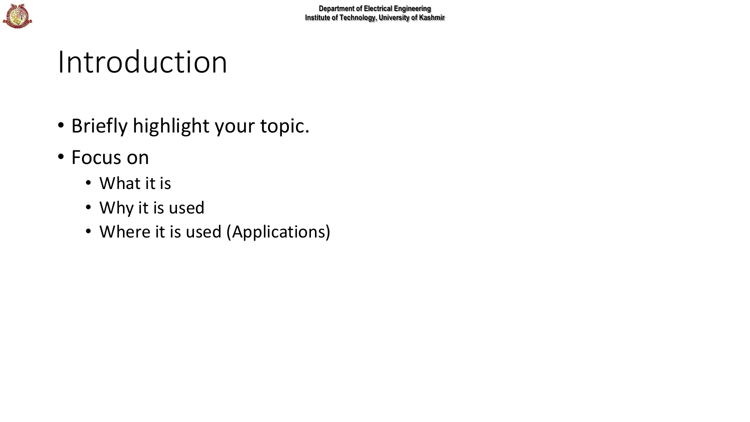# Introduction

- Briefly highlight your topic.
- Focus on
  - What it is
  - Why it is used
  - Where it is used (Applications)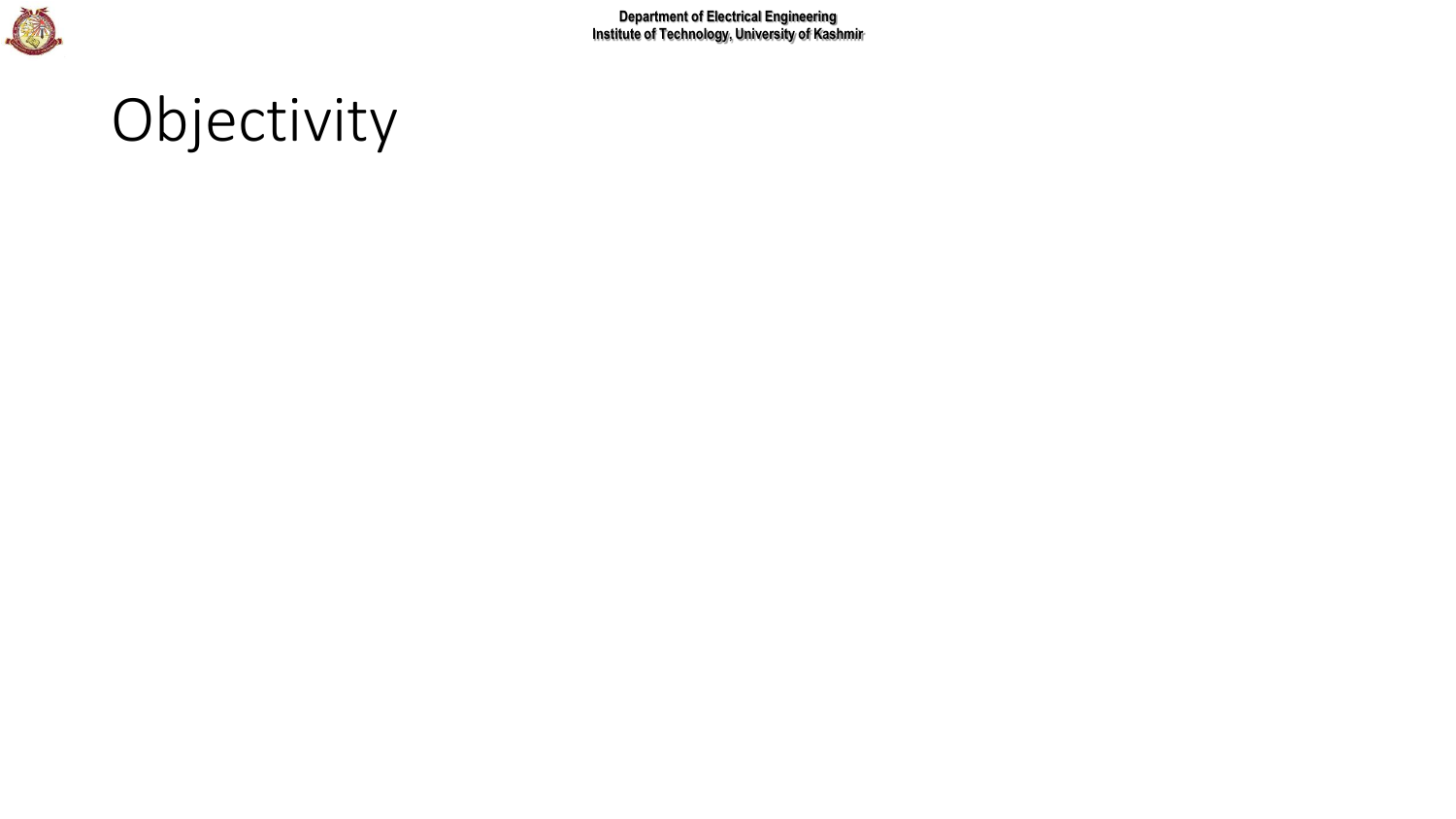# Objectivity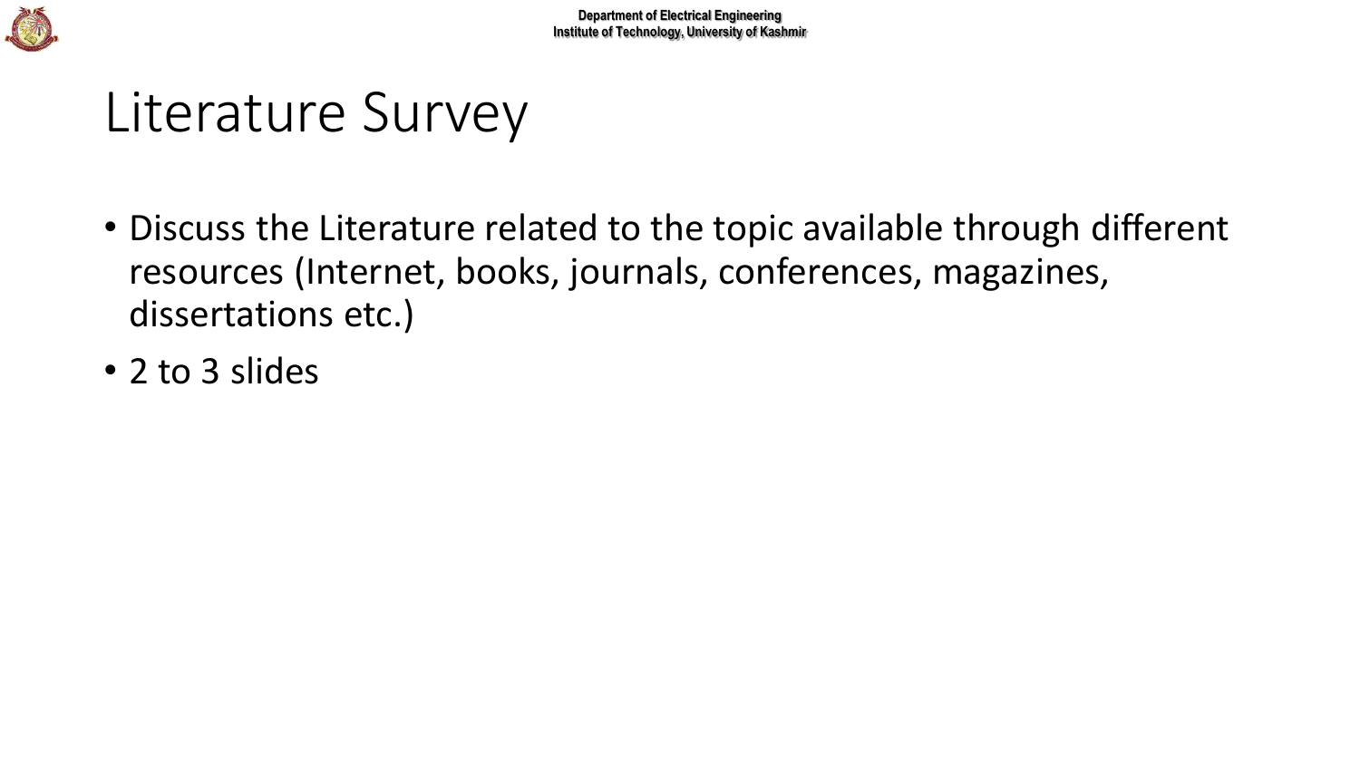# Literature Survey

- Discuss the Literature related to the topic available through different resources (Internet, books, journals, conferences, magazines, dissertations etc.)
- 2 to 3 slides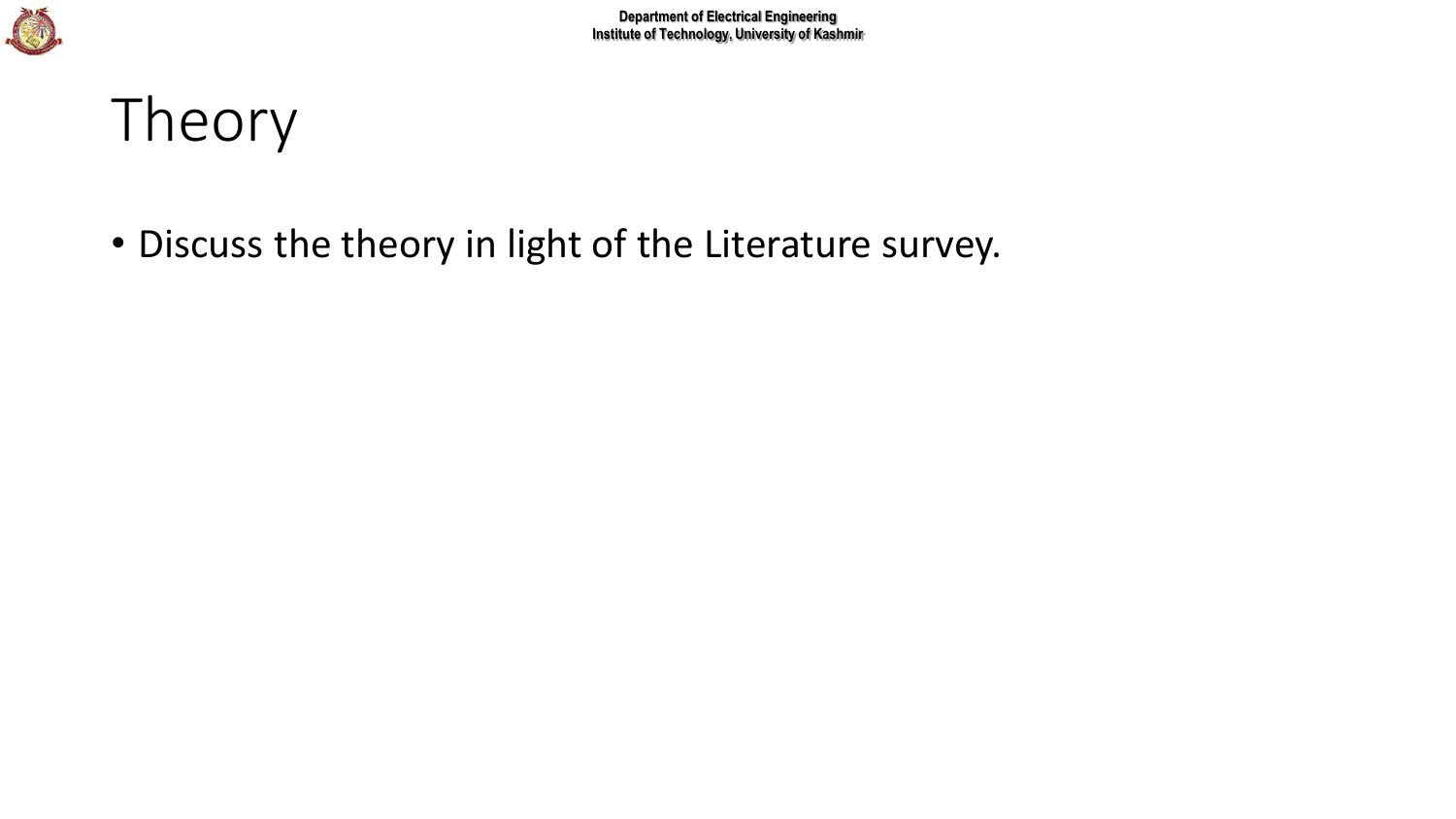# Theory

- Discuss the theory in light of the Literature survey.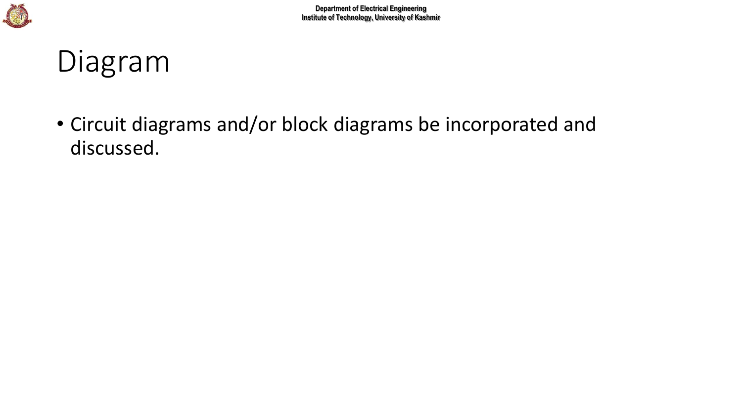# Diagram

- Circuit diagrams and/or block diagrams be incorporated and discussed.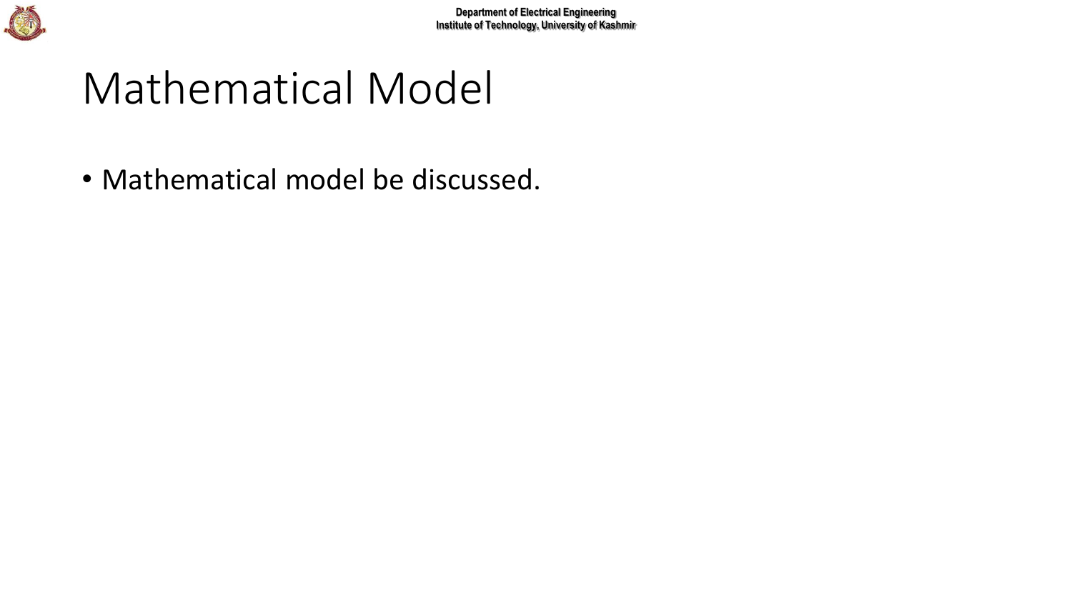# Mathematical Model

- Mathematical model be discussed.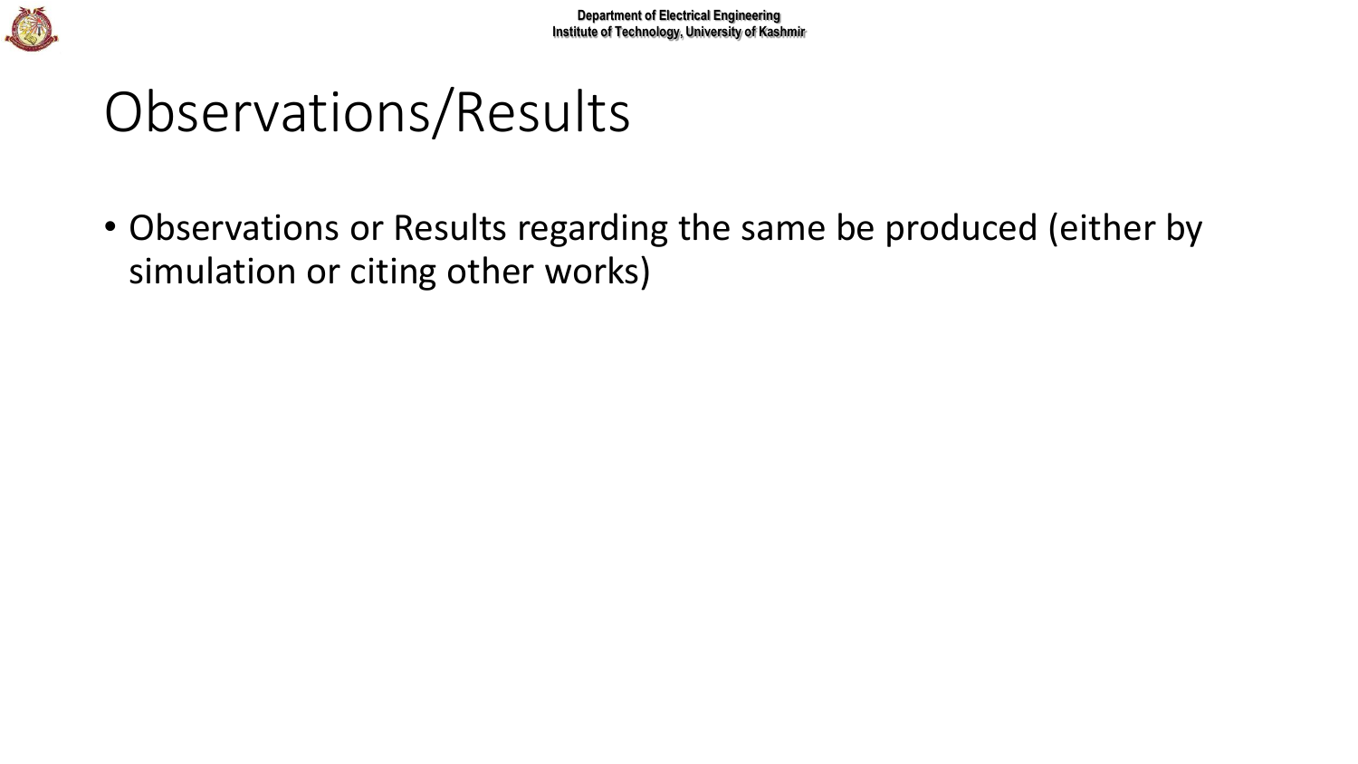# Observations/Results

- Observations or Results regarding the same be produced (either by simulation or citing other works)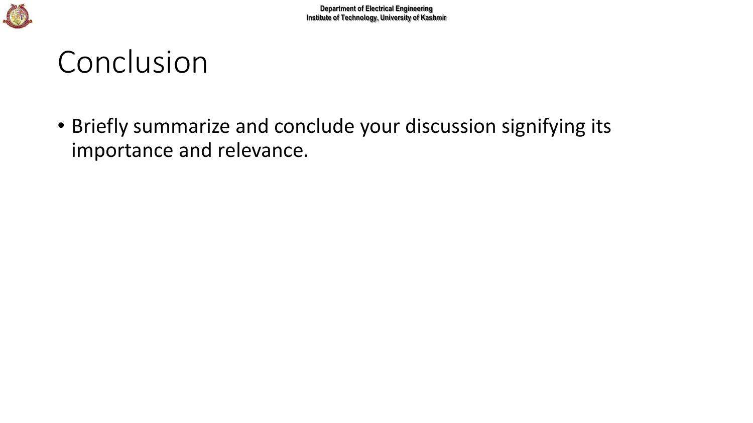# Conclusion

- Briefly summarize and conclude your discussion signifying its importance and relevance.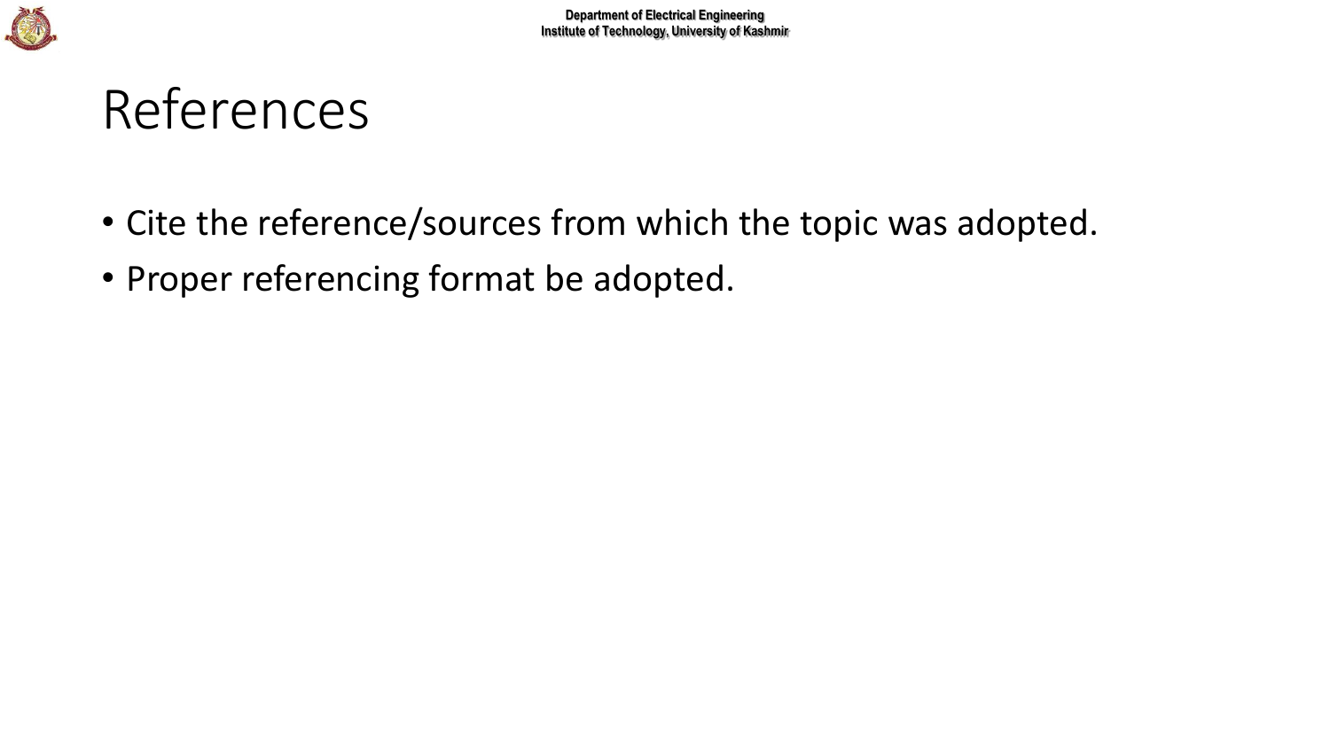# References

- Cite the reference/sources from which the topic was adopted.
- Proper referencing format be adopted.